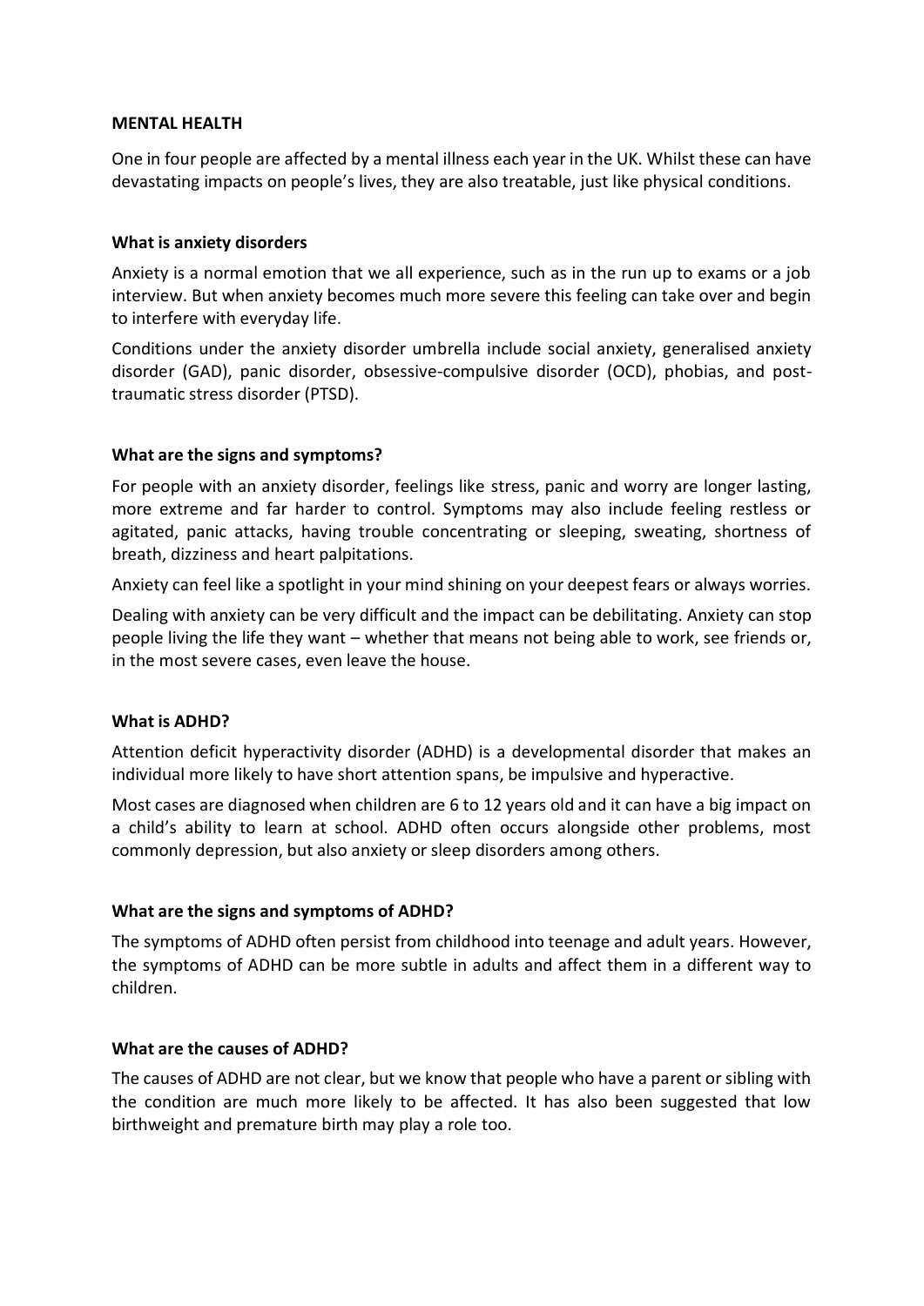**MENTAL HEALTH**

One in four people are affected by a mental illness each year in the UK. Whilst these can have devastating impacts on people's lives, they are also treatable, just like physical conditions.

**What is anxiety disorders**

Anxiety is a normal emotion that we all experience, such as in the run up to exams or a job interview. But when anxiety becomes much more severe this feeling can take over and begin to interfere with everyday life.

Conditions under the anxiety disorder umbrella include social anxiety, generalised anxiety disorder (GAD), panic disorder, obsessive-compulsive disorder (OCD), phobias, and post-traumatic stress disorder (PTSD).

**What are the signs and symptoms?**

For people with an anxiety disorder, feelings like stress, panic and worry are longer lasting, more extreme and far harder to control. Symptoms may also include feeling restless or agitated, panic attacks, having trouble concentrating or sleeping, sweating, shortness of breath, dizziness and heart palpitations.

Anxiety can feel like a spotlight in your mind shining on your deepest fears or always worries.

Dealing with anxiety can be very difficult and the impact can be debilitating. Anxiety can stop people living the life they want – whether that means not being able to work, see friends or, in the most severe cases, even leave the house.

**What is ADHD?**

Attention deficit hyperactivity disorder (ADHD) is a developmental disorder that makes an individual more likely to have short attention spans, be impulsive and hyperactive.

Most cases are diagnosed when children are 6 to 12 years old and it can have a big impact on a child's ability to learn at school. ADHD often occurs alongside other problems, most commonly depression, but also anxiety or sleep disorders among others.

**What are the signs and symptoms of ADHD?**

The symptoms of ADHD often persist from childhood into teenage and adult years. However, the symptoms of ADHD can be more subtle in adults and affect them in a different way to children.

**What are the causes of ADHD?**

The causes of ADHD are not clear, but we know that people who have a parent or sibling with the condition are much more likely to be affected. It has also been suggested that low birthweight and premature birth may play a role too.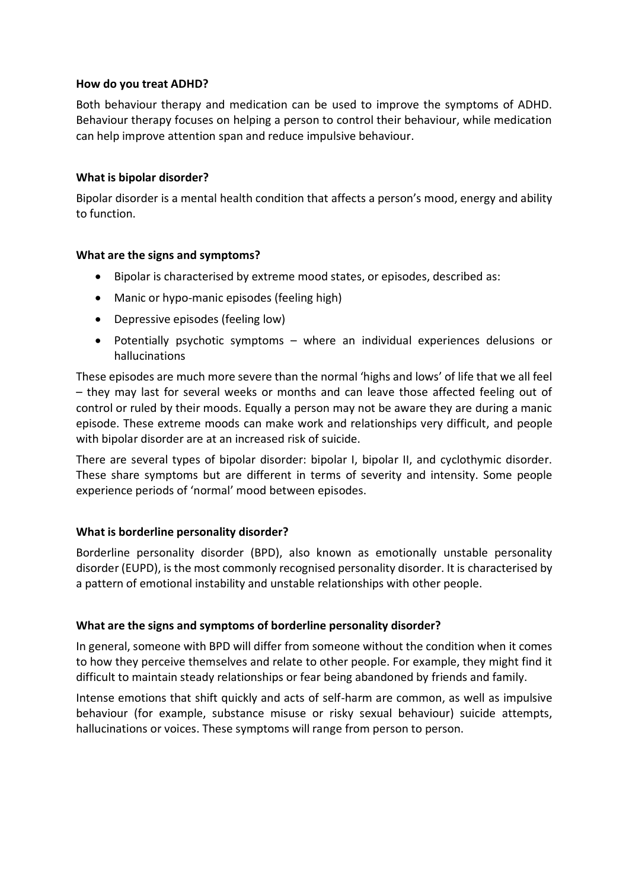**How do you treat ADHD?**

Both behaviour therapy and medication can be used to improve the symptoms of ADHD. Behaviour therapy focuses on helping a person to control their behaviour, while medication can help improve attention span and reduce impulsive behaviour.

**What is bipolar disorder?**

Bipolar disorder is a mental health condition that affects a person's mood, energy and ability to function.

**What are the signs and symptoms?**

- Bipolar is characterised by extreme mood states, or episodes, described as:
- Manic or hypo-manic episodes (feeling high)
- Depressive episodes (feeling low)
- Potentially psychotic symptoms – where an individual experiences delusions or hallucinations

These episodes are much more severe than the normal 'highs and lows' of life that we all feel – they may last for several weeks or months and can leave those affected feeling out of control or ruled by their moods. Equally a person may not be aware they are during a manic episode. These extreme moods can make work and relationships very difficult, and people with bipolar disorder are at an increased risk of suicide.

There are several types of bipolar disorder: bipolar I, bipolar II, and cyclothymic disorder. These share symptoms but are different in terms of severity and intensity. Some people experience periods of 'normal' mood between episodes.

**What is borderline personality disorder?**

Borderline personality disorder (BPD), also known as emotionally unstable personality disorder (EUPD), is the most commonly recognised personality disorder. It is characterised by a pattern of emotional instability and unstable relationships with other people.

**What are the signs and symptoms of borderline personality disorder?**

In general, someone with BPD will differ from someone without the condition when it comes to how they perceive themselves and relate to other people. For example, they might find it difficult to maintain steady relationships or fear being abandoned by friends and family.

Intense emotions that shift quickly and acts of self-harm are common, as well as impulsive behaviour (for example, substance misuse or risky sexual behaviour) suicide attempts, hallucinations or voices. These symptoms will range from person to person.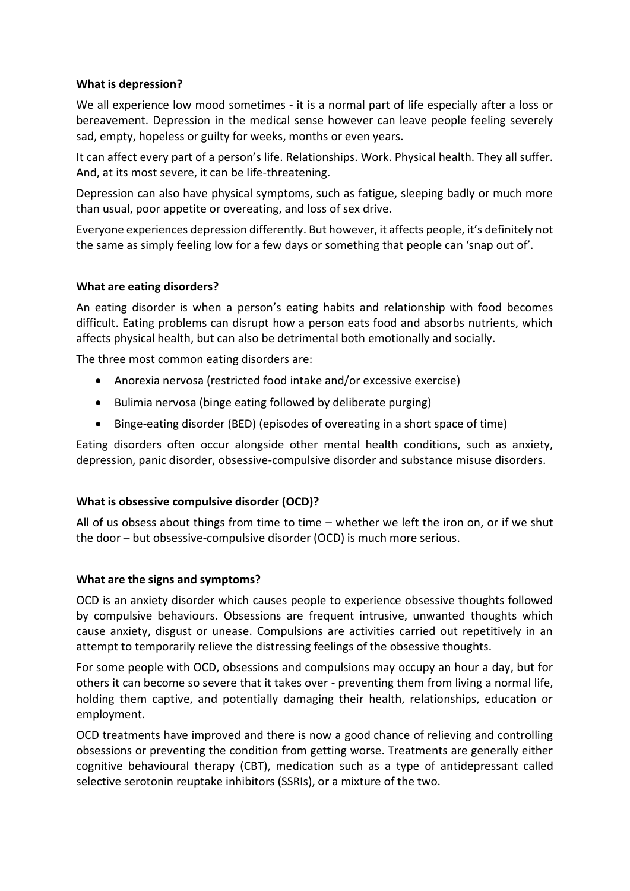**What is depression?**

We all experience low mood sometimes - it is a normal part of life especially after a loss or bereavement. Depression in the medical sense however can leave people feeling severely sad, empty, hopeless or guilty for weeks, months or even years.

It can affect every part of a person's life. Relationships. Work. Physical health. They all suffer. And, at its most severe, it can be life-threatening.

Depression can also have physical symptoms, such as fatigue, sleeping badly or much more than usual, poor appetite or overeating, and loss of sex drive.

Everyone experiences depression differently. But however, it affects people, it's definitely not the same as simply feeling low for a few days or something that people can 'snap out of'.

**What are eating disorders?**

An eating disorder is when a person's eating habits and relationship with food becomes difficult. Eating problems can disrupt how a person eats food and absorbs nutrients, which affects physical health, but can also be detrimental both emotionally and socially.

The three most common eating disorders are:

- Anorexia nervosa (restricted food intake and/or excessive exercise)
- Bulimia nervosa (binge eating followed by deliberate purging)
- Binge-eating disorder (BED) (episodes of overeating in a short space of time)

Eating disorders often occur alongside other mental health conditions, such as anxiety, depression, panic disorder, obsessive-compulsive disorder and substance misuse disorders.

**What is obsessive compulsive disorder (OCD)?**

All of us obsess about things from time to time – whether we left the iron on, or if we shut the door – but obsessive-compulsive disorder (OCD) is much more serious.

**What are the signs and symptoms?**

OCD is an anxiety disorder which causes people to experience obsessive thoughts followed by compulsive behaviours. Obsessions are frequent intrusive, unwanted thoughts which cause anxiety, disgust or unease. Compulsions are activities carried out repetitively in an attempt to temporarily relieve the distressing feelings of the obsessive thoughts.

For some people with OCD, obsessions and compulsions may occupy an hour a day, but for others it can become so severe that it takes over - preventing them from living a normal life, holding them captive, and potentially damaging their health, relationships, education or employment.

OCD treatments have improved and there is now a good chance of relieving and controlling obsessions or preventing the condition from getting worse. Treatments are generally either cognitive behavioural therapy (CBT), medication such as a type of antidepressant called selective serotonin reuptake inhibitors (SSRIs), or a mixture of the two.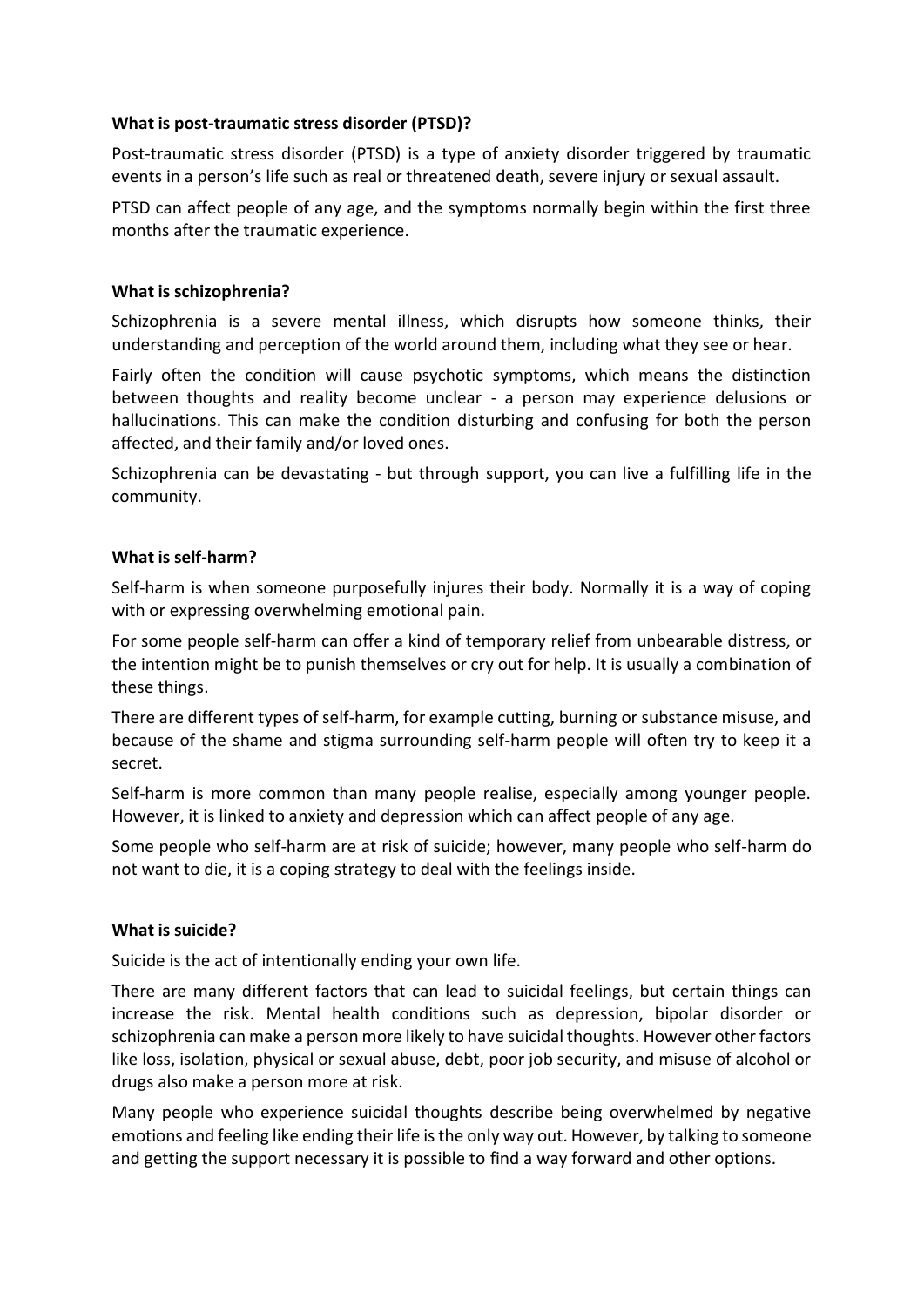**What is post-traumatic stress disorder (PTSD)?**

Post-traumatic stress disorder (PTSD) is a type of anxiety disorder triggered by traumatic events in a person's life such as real or threatened death, severe injury or sexual assault.

PTSD can affect people of any age, and the symptoms normally begin within the first three months after the traumatic experience.

**What is schizophrenia?**

Schizophrenia is a severe mental illness, which disrupts how someone thinks, their understanding and perception of the world around them, including what they see or hear.

Fairly often the condition will cause psychotic symptoms, which means the distinction between thoughts and reality become unclear - a person may experience delusions or hallucinations. This can make the condition disturbing and confusing for both the person affected, and their family and/or loved ones.

Schizophrenia can be devastating - but through support, you can live a fulfilling life in the community.

**What is self-harm?**

Self-harm is when someone purposefully injures their body. Normally it is a way of coping with or expressing overwhelming emotional pain.

For some people self-harm can offer a kind of temporary relief from unbearable distress, or the intention might be to punish themselves or cry out for help. It is usually a combination of these things.

There are different types of self-harm, for example cutting, burning or substance misuse, and because of the shame and stigma surrounding self-harm people will often try to keep it a secret.

Self-harm is more common than many people realise, especially among younger people. However, it is linked to anxiety and depression which can affect people of any age.

Some people who self-harm are at risk of suicide; however, many people who self-harm do not want to die, it is a coping strategy to deal with the feelings inside.

**What is suicide?**

Suicide is the act of intentionally ending your own life.

There are many different factors that can lead to suicidal feelings, but certain things can increase the risk. Mental health conditions such as depression, bipolar disorder or schizophrenia can make a person more likely to have suicidal thoughts. However other factors like loss, isolation, physical or sexual abuse, debt, poor job security, and misuse of alcohol or drugs also make a person more at risk.

Many people who experience suicidal thoughts describe being overwhelmed by negative emotions and feeling like ending their life is the only way out. However, by talking to someone and getting the support necessary it is possible to find a way forward and other options.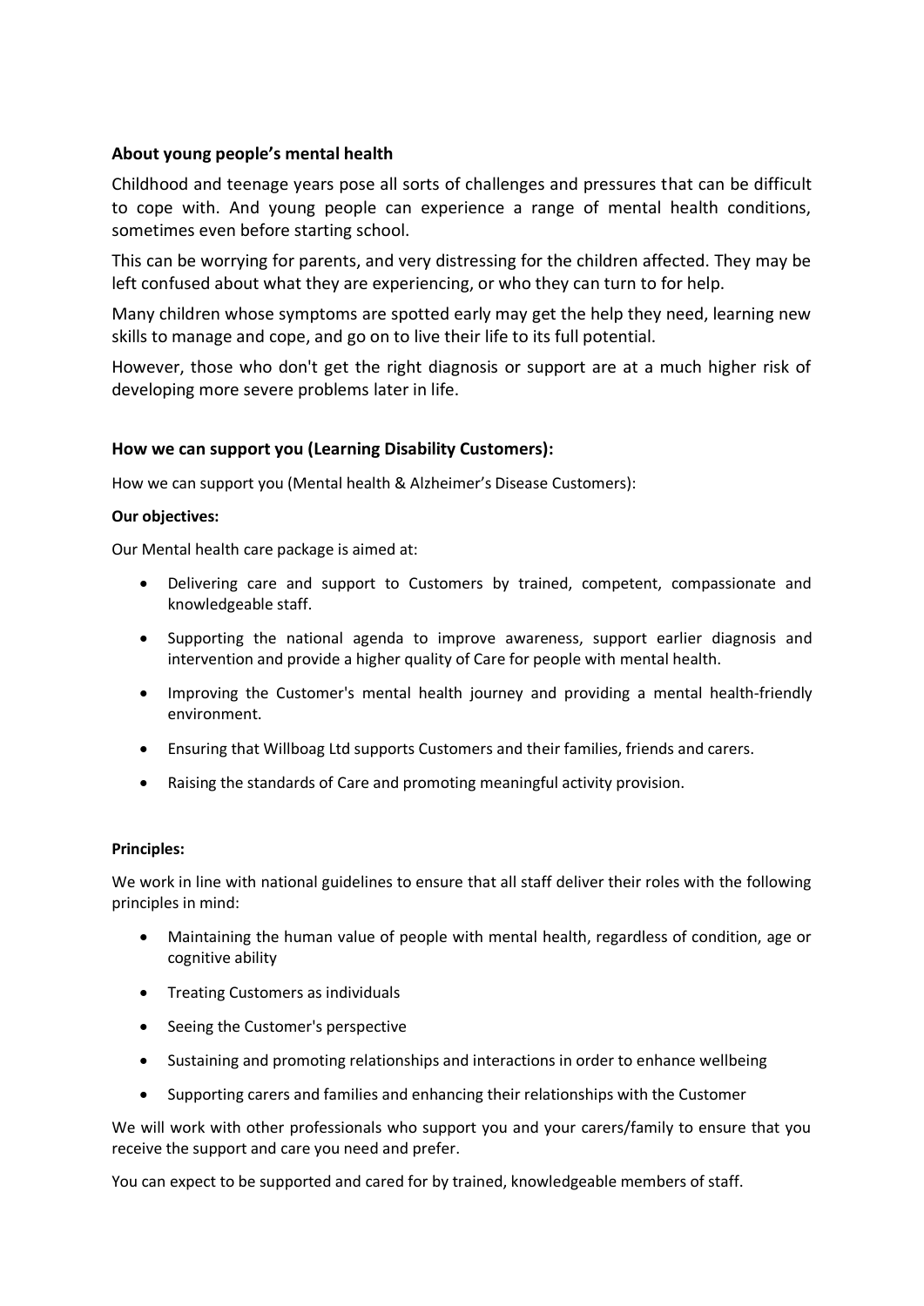**About young people's mental health**

Childhood and teenage years pose all sorts of challenges and pressures that can be difficult to cope with. And young people can experience a range of mental health conditions, sometimes even before starting school.

This can be worrying for parents, and very distressing for the children affected. They may be left confused about what they are experiencing, or who they can turn to for help.

Many children whose symptoms are spotted early may get the help they need, learning new skills to manage and cope, and go on to live their life to its full potential.

However, those who don't get the right diagnosis or support are at a much higher risk of developing more severe problems later in life.

**How we can support you (Learning Disability Customers):**

How we can support you (Mental health & Alzheimer's Disease Customers):

**Our objectives:**

Our Mental health care package is aimed at:

- Delivering care and support to Customers by trained, competent, compassionate and knowledgeable staff.
- Supporting the national agenda to improve awareness, support earlier diagnosis and intervention and provide a higher quality of Care for people with mental health.
- Improving the Customer's mental health journey and providing a mental health-friendly environment.
- Ensuring that Willboag Ltd supports Customers and their families, friends and carers.
- Raising the standards of Care and promoting meaningful activity provision.

**Principles:**

We work in line with national guidelines to ensure that all staff deliver their roles with the following principles in mind:

- Maintaining the human value of people with mental health, regardless of condition, age or cognitive ability
- Treating Customers as individuals
- Seeing the Customer's perspective
- Sustaining and promoting relationships and interactions in order to enhance wellbeing
- Supporting carers and families and enhancing their relationships with the Customer

We will work with other professionals who support you and your carers/family to ensure that you receive the support and care you need and prefer.

You can expect to be supported and cared for by trained, knowledgeable members of staff.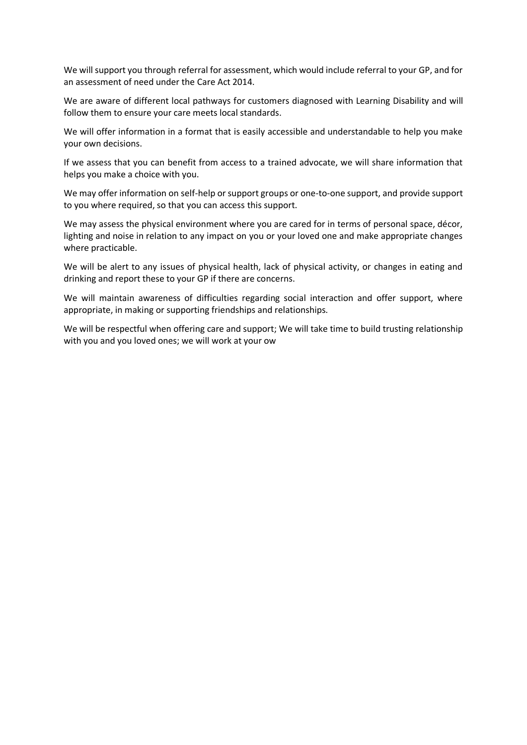We will support you through referral for assessment, which would include referral to your GP, and for an assessment of need under the Care Act 2014.

We are aware of different local pathways for customers diagnosed with Learning Disability and will follow them to ensure your care meets local standards.

We will offer information in a format that is easily accessible and understandable to help you make your own decisions.

If we assess that you can benefit from access to a trained advocate, we will share information that helps you make a choice with you.

We may offer information on self-help or support groups or one-to-one support, and provide support to you where required, so that you can access this support.

We may assess the physical environment where you are cared for in terms of personal space, décor, lighting and noise in relation to any impact on you or your loved one and make appropriate changes where practicable.

We will be alert to any issues of physical health, lack of physical activity, or changes in eating and drinking and report these to your GP if there are concerns.

We will maintain awareness of difficulties regarding social interaction and offer support, where appropriate, in making or supporting friendships and relationships.

We will be respectful when offering care and support; We will take time to build trusting relationship with you and you loved ones; we will work at your ow